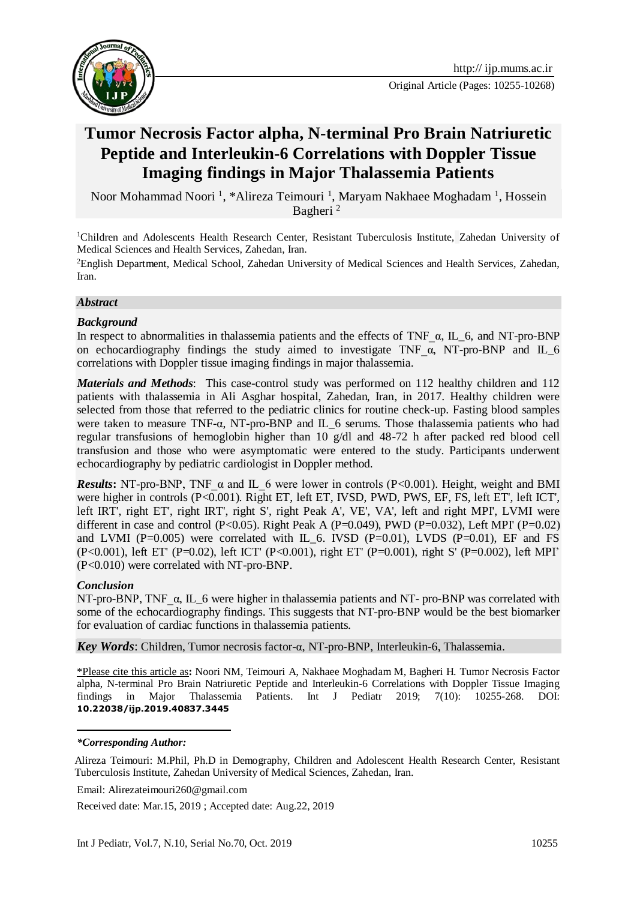http:// ijp.mums.ac.ir

Original Article (Pages: 10255-10268)

# Tumor Necrosis Factor alpha, N-terminal Pro Brain Natriuretic Peptide and Interleukin-6 Correlations with Doppler Tissue Imaging findings in Major Thalassemia Patients

Noor Mohammad Noori [1], *Alireza Teimouri [1], Maryam Nakhaee Moghadam [1], Hossein Bagheri [2]

[1]Children and Adolescents Health Research Center, Resistant Tuberculosis Institute, Zahedan University of Medical Sciences and Health Services, Zahedan, Iran.

[2]English Department, Medical School, Zahedan University of Medical Sciences and Health Services, Zahedan, Iran.

### *Abstract*

***Background***

In respect to abnormalities in thalassemia patients and the effects of TNF_α, IL_6, and NT-pro-BNP on echocardiography findings the study aimed to investigate TNF_α, NT-pro-BNP and IL_6 correlations with Doppler tissue imaging findings in major thalassemia.

***Materials and Methods***: This case-control study was performed on 112 healthy children and 112 patients with thalassemia in Ali Asghar hospital, Zahedan, Iran, in 2017. Healthy children were selected from those that referred to the pediatric clinics for routine check-up. Fasting blood samples were taken to measure TNF-α, NT-pro-BNP and IL_6 serums. Those thalassemia patients who had regular transfusions of hemoglobin higher than 10 g/dl and 48-72 h after packed red blood cell transfusion and those who were asymptomatic were entered to the study. Participants underwent echocardiography by pediatric cardiologist in Doppler method.

***Results*:** NT-pro-BNP, TNF_α and IL_6 were lower in controls (P<0.001). Height, weight and BMI were higher in controls (P<0.001). Right ET, left ET, IVSD, PWD, PWS, EF, FS, left ET', left ICT', left IRT', right ET', right IRT', right S', right Peak A', VE', VA', left and right MPI', LVMI were different in case and control (P<0.05). Right Peak A (P=0.049), PWD (P=0.032), Left MPI' (P=0.02) and LVMI (P=0.005) were correlated with IL_6. IVSD (P=0.01), LVDS (P=0.01), EF and FS (P<0.001), left ET' (P=0.02), left ICT' (P<0.001), right ET' (P=0.001), right S' (P=0.002), left MPI' (P<0.010) were correlated with NT-pro-BNP.

***Conclusion***

NT-pro-BNP, TNF_α, IL_6 were higher in thalassemia patients and NT- pro-BNP was correlated with some of the echocardiography findings. This suggests that NT-pro-BNP would be the best biomarker for evaluation of cardiac functions in thalassemia patients.

***Key Words***: Children, Tumor necrosis factor-α, NT-pro-BNP, Interleukin-6, Thalassemia.

*Please cite this article as*:* Noori NM, Teimouri A, Nakhaee Moghadam M, Bagheri H. Tumor Necrosis Factor alpha, N-terminal Pro Brain Natriuretic Peptide and Interleukin-6 Correlations with Doppler Tissue Imaging findings in Major Thalassemia Patients. Int J Pediatr 2019; 7(10): 10255-268. DOI: **10.22038/ijp.2019.40837.3445**

***\*Corresponding Author:***

Alireza Teimouri: M.Phil, Ph.D in Demography, Children and Adolescent Health Research Center, Resistant Tuberculosis Institute, Zahedan University of Medical Sciences, Zahedan, Iran.

Email: Alirezateimouri260@gmail.com

Received date: Mar.15, 2019 ; Accepted date: Aug.22, 2019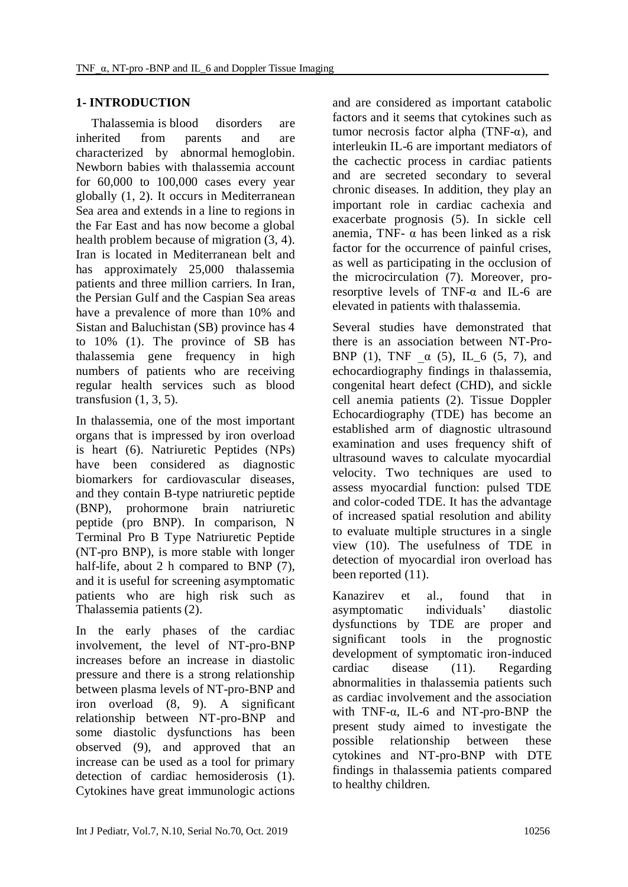## 1- INTRODUCTION

Thalassemia is blood disorders are inherited from parents and are characterized by abnormal hemoglobin. Newborn babies with thalassemia account for 60,000 to 100,000 cases every year globally (1, 2). It occurs in Mediterranean Sea area and extends in a line to regions in the Far East and has now become a global health problem because of migration (3, 4). Iran is located in Mediterranean belt and has approximately 25,000 thalassemia patients and three million carriers. In Iran, the Persian Gulf and the Caspian Sea areas have a prevalence of more than 10% and Sistan and Baluchistan (SB) province has 4 to 10% (1). The province of SB has thalassemia gene frequency in high numbers of patients who are receiving regular health services such as blood transfusion (1, 3, 5).

In thalassemia, one of the most important organs that is impressed by iron overload is heart (6). Natriuretic Peptides (NPs) have been considered as diagnostic biomarkers for cardiovascular diseases, and they contain B-type natriuretic peptide (BNP), prohormone brain natriuretic peptide (pro BNP). In comparison, N Terminal Pro B Type Natriuretic Peptide (NT-pro BNP), is more stable with longer half-life, about 2 h compared to BNP (7), and it is useful for screening asymptomatic patients who are high risk such as Thalassemia patients (2).

In the early phases of the cardiac involvement, the level of NT-pro-BNP increases before an increase in diastolic pressure and there is a strong relationship between plasma levels of NT-pro-BNP and iron overload (8, 9). A significant relationship between NT-pro-BNP and some diastolic dysfunctions has been observed (9), and approved that an increase can be used as a tool for primary detection of cardiac hemosiderosis (1). Cytokines have great immunologic actions and are considered as important catabolic factors and it seems that cytokines such as tumor necrosis factor alpha (TNF-α), and interleukin IL-6 are important mediators of the cachectic process in cardiac patients and are secreted secondary to several chronic diseases. In addition, they play an important role in cardiac cachexia and exacerbate prognosis (5). In sickle cell anemia, TNF- α has been linked as a risk factor for the occurrence of painful crises, as well as participating in the occlusion of the microcirculation (7). Moreover, pro-resorptive levels of TNF-α and IL-6 are elevated in patients with thalassemia.

Several studies have demonstrated that there is an association between NT-Pro-BNP (1), TNF _α (5), IL_6 (5, 7), and echocardiography findings in thalassemia, congenital heart defect (CHD), and sickle cell anemia patients (2). Tissue Doppler Echocardiography (TDE) has become an established arm of diagnostic ultrasound examination and uses frequency shift of ultrasound waves to calculate myocardial velocity. Two techniques are used to assess myocardial function: pulsed TDE and color-coded TDE. It has the advantage of increased spatial resolution and ability to evaluate multiple structures in a single view (10). The usefulness of TDE in detection of myocardial iron overload has been reported (11).

Kanazirev et al., found that in asymptomatic individuals' diastolic dysfunctions by TDE are proper and significant tools in the prognostic development of symptomatic iron-induced cardiac disease (11). Regarding abnormalities in thalassemia patients such as cardiac involvement and the association with TNF-α, IL-6 and NT-pro-BNP the present study aimed to investigate the possible relationship between these cytokines and NT-pro-BNP with DTE findings in thalassemia patients compared to healthy children.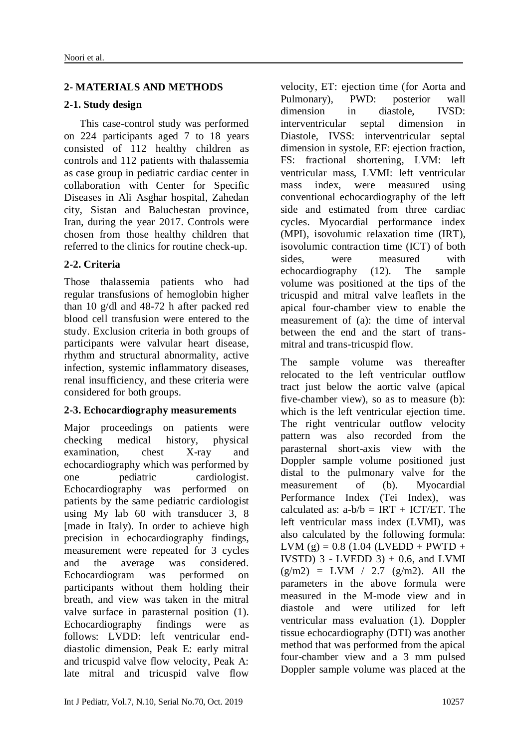## 2- MATERIALS AND METHODS

### 2-1. Study design

This case-control study was performed on 224 participants aged 7 to 18 years consisted of 112 healthy children as controls and 112 patients with thalassemia as case group in pediatric cardiac center in collaboration with Center for Specific Diseases in Ali Asghar hospital, Zahedan city, Sistan and Baluchestan province, Iran, during the year 2017. Controls were chosen from those healthy children that referred to the clinics for routine check-up.

### 2-2. Criteria

Those thalassemia patients who had regular transfusions of hemoglobin higher than 10 g/dl and 48-72 h after packed red blood cell transfusion were entered to the study. Exclusion criteria in both groups of participants were valvular heart disease, rhythm and structural abnormality, active infection, systemic inflammatory diseases, renal insufficiency, and these criteria were considered for both groups.

### 2-3. Echocardiography measurements

Major proceedings on patients were checking medical history, physical examination, chest X-ray and echocardiography which was performed by one pediatric cardiologist. Echocardiography was performed on patients by the same pediatric cardiologist using My lab 60 with transducer 3, 8 [made in Italy). In order to achieve high precision in echocardiography findings, measurement were repeated for 3 cycles and the average was considered. Echocardiogram was performed on participants without them holding their breath, and view was taken in the mitral valve surface in parasternal position (1). Echocardiography findings were as follows: LVDD: left ventricular end-diastolic dimension, Peak E: early mitral and tricuspid valve flow velocity, Peak A: late mitral and tricuspid valve flow velocity, ET: ejection time (for Aorta and Pulmonary), PWD: posterior wall dimension in diastole, IVSD: interventricular septal dimension in Diastole, IVSS: interventricular septal dimension in systole, EF: ejection fraction, FS: fractional shortening, LVM: left ventricular mass, LVMI: left ventricular mass index, were measured using conventional echocardiography of the left side and estimated from three cardiac cycles. Myocardial performance index (MPI), isovolumic relaxation time (IRT), isovolumic contraction time (ICT) of both sides, were measured with echocardiography (12). The sample volume was positioned at the tips of the tricuspid and mitral valve leaflets in the apical four-chamber view to enable the measurement of (a): the time of interval between the end and the start of trans-mitral and trans-tricuspid flow.

The sample volume was thereafter relocated to the left ventricular outflow tract just below the aortic valve (apical five-chamber view), so as to measure (b): which is the left ventricular ejection time. The right ventricular outflow velocity pattern was also recorded from the parasternal short-axis view with the Doppler sample volume positioned just distal to the pulmonary valve for the measurement of (b). Myocardial Performance Index (Tei Index), was calculated as: a-b/b = IRT + ICT/ET. The left ventricular mass index (LVMI), was also calculated by the following formula: LVM (g) = 0.8 (1.04 (LVEDD + PWTD + IVSTD) 3 - LVEDD 3) + 0.6, and LVMI (g/m2) = LVM / 2.7 (g/m2). All the parameters in the above formula were measured in the M-mode view and in diastole and were utilized for left ventricular mass evaluation (1). Doppler tissue echocardiography (DTI) was another method that was performed from the apical four-chamber view and a 3 mm pulsed Doppler sample volume was placed at the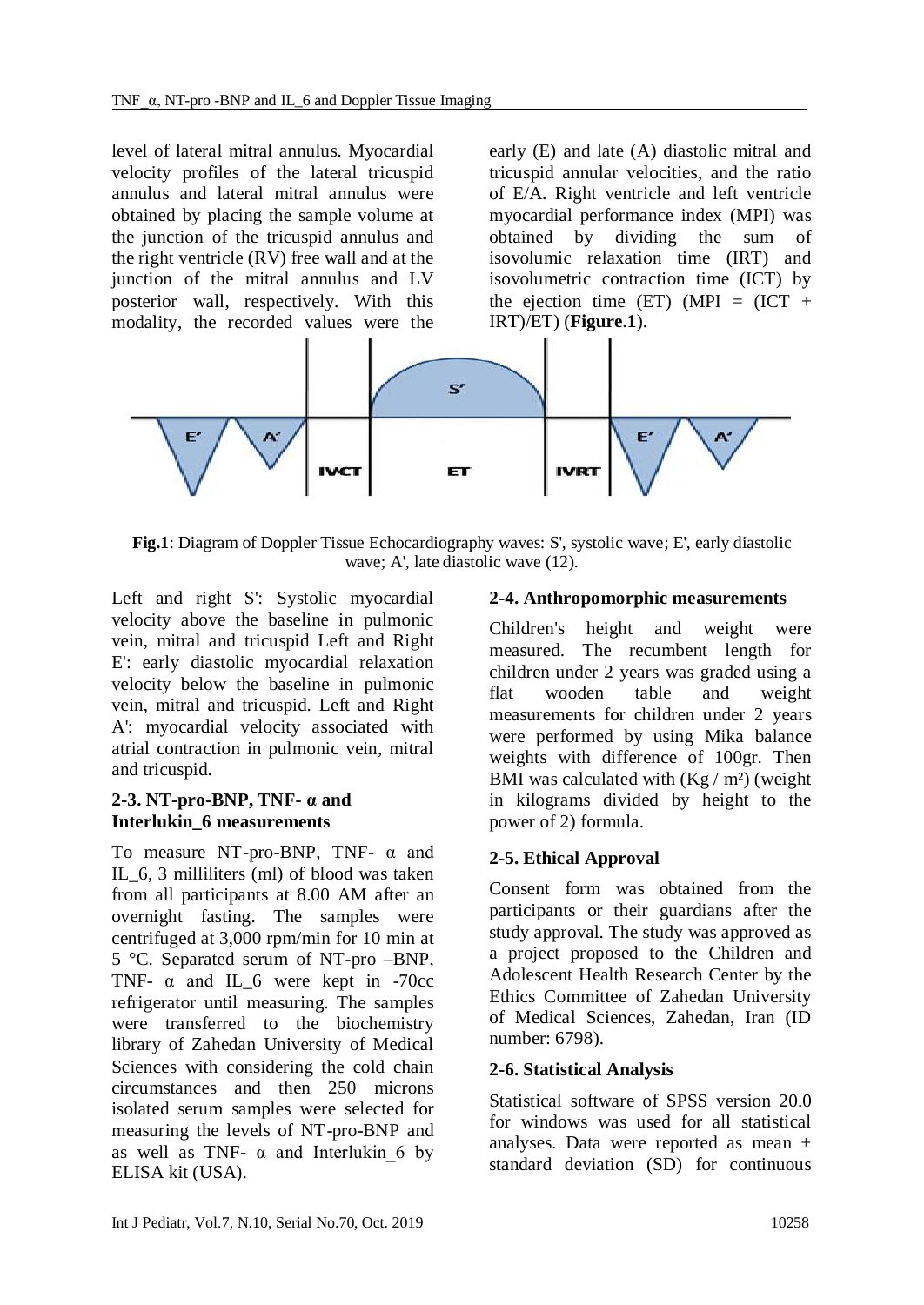level of lateral mitral annulus. Myocardial velocity profiles of the lateral tricuspid annulus and lateral mitral annulus were obtained by placing the sample volume at the junction of the tricuspid annulus and the right ventricle (RV) free wall and at the junction of the mitral annulus and LV posterior wall, respectively. With this modality, the recorded values were the early (E) and late (A) diastolic mitral and tricuspid annular velocities, and the ratio of E/A. Right ventricle and left ventricle myocardial performance index (MPI) was obtained by dividing the sum of isovolumic relaxation time (IRT) and isovolumetric contraction time (ICT) by the ejection time (ET) (MPI = (ICT + IRT)/ET) (**Figure.1**).

**Fig.1**: Diagram of Doppler Tissue Echocardiography waves: S', systolic wave; E', early diastolic wave; A', late diastolic wave (12).

Left and right S': Systolic myocardial velocity above the baseline in pulmonic vein, mitral and tricuspid Left and Right E': early diastolic myocardial relaxation velocity below the baseline in pulmonic vein, mitral and tricuspid. Left and Right A': myocardial velocity associated with atrial contraction in pulmonic vein, mitral and tricuspid.

### 2-3. NT-pro-BNP, TNF- α and Interlukin_6 measurements

To measure NT-pro-BNP, TNF- α and IL_6, 3 milliliters (ml) of blood was taken from all participants at 8.00 AM after an overnight fasting. The samples were centrifuged at 3,000 rpm/min for 10 min at 5 °C. Separated serum of NT-pro –BNP, TNF- α and IL_6 were kept in -70cc refrigerator until measuring. The samples were transferred to the biochemistry library of Zahedan University of Medical Sciences with considering the cold chain circumstances and then 250 microns isolated serum samples were selected for measuring the levels of NT-pro-BNP and as well as TNF- α and Interlukin_6 by ELISA kit (USA).

### 2-4. Anthropomorphic measurements

Children's height and weight were measured. The recumbent length for children under 2 years was graded using a flat wooden table and weight measurements for children under 2 years were performed by using Mika balance weights with difference of 100gr. Then BMI was calculated with (Kg / m²) (weight in kilograms divided by height to the power of 2) formula.

### 2-5. Ethical Approval

Consent form was obtained from the participants or their guardians after the study approval. The study was approved as a project proposed to the Children and Adolescent Health Research Center by the Ethics Committee of Zahedan University of Medical Sciences, Zahedan, Iran (ID number: 6798).

### 2-6. Statistical Analysis

Statistical software of SPSS version 20.0 for windows was used for all statistical analyses. Data were reported as mean ± standard deviation (SD) for continuous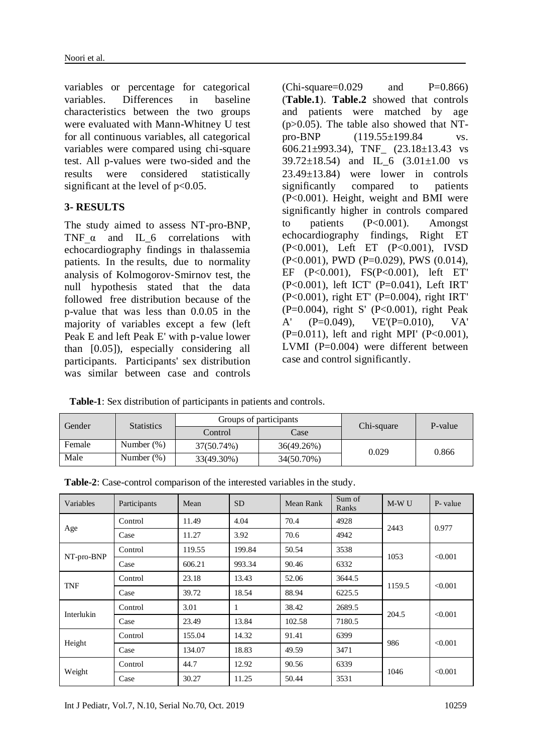variables or percentage for categorical variables. Differences in baseline characteristics between the two groups were evaluated with Mann-Whitney U test for all continuous variables, all categorical variables were compared using chi-square test. All p-values were two-sided and the results were considered statistically significant at the level of $p<0.05$.

## 3- RESULTS

The study aimed to assess NT-pro-BNP, TNF_α and IL_6 correlations with echocardiography findings in thalassemia patients. In the results, due to normality analysis of Kolmogorov-Smirnov test, the null hypothesis stated that the data followed free distribution because of the p-value that was less than 0.0.05 in the majority of variables except a few (left Peak E and left Peak E' with p-value lower than [0.05]), especially considering all participants. Participants' sex distribution was similar between case and controls (Chi-square=0.029 and P=0.866) (**Table.1**). **Table.2** showed that controls and patients were matched by age (p>0.05). The table also showed that NT-pro-BNP (119.55±199.84 vs. 606.21±993.34), TNF_ (23.18±13.43 vs 39.72±18.54) and IL_6 (3.01±1.00 vs 23.49±13.84) were lower in controls significantly compared to patients (P<0.001). Height, weight and BMI were significantly higher in controls compared to patients (P<0.001). Amongst echocardiography findings, Right ET (P<0.001), Left ET (P<0.001), IVSD (P<0.001), PWD (P=0.029), PWS (0.014), EF (P<0.001), FS(P<0.001), left ET' (P<0.001), left ICT' (P=0.041), Left IRT' (P<0.001), right ET' (P=0.004), right IRT' (P=0.004), right S' (P<0.001), right Peak A' (P=0.049), VE'(P=0.010), VA' (P=0.011), left and right MPI' (P<0.001), LVMI (P=0.004) were different between case and control significantly.

**Table-1**: Sex distribution of participants in patients and controls.

| Gender | Statistics | Groups of participants | | Chi-square | P-value |
|---|---|---|---|---|---|
| | | Control | Case | | |
| Female | Number (%) | 37(50.74%) | 36(49.26%) | 0.029 | 0.866 |
| Male | Number (%) | 33(49.30%) | 34(50.70%) | | |

**Table-2**: Case-control comparison of the interested variables in the study.

| Variables | Participants | Mean | SD | Mean Rank | Sum of Ranks | M-W U | P- value |
|---|---|---|---|---|---|---|---|
| Age | Control | 11.49 | 4.04 | 70.4 | 4928 | 2443 | 0.977 |
| | Case | 11.27 | 3.92 | 70.6 | 4942 | | |
| NT-pro-BNP | Control | 119.55 | 199.84 | 50.54 | 3538 | 1053 | <0.001 |
| | Case | 606.21 | 993.34 | 90.46 | 6332 | | |
| TNF | Control | 23.18 | 13.43 | 52.06 | 3644.5 | 1159.5 | <0.001 |
| | Case | 39.72 | 18.54 | 88.94 | 6225.5 | | |
| Interlukin | Control | 3.01 | 1 | 38.42 | 2689.5 | 204.5 | <0.001 |
| | Case | 23.49 | 13.84 | 102.58 | 7180.5 | | |
| Height | Control | 155.04 | 14.32 | 91.41 | 6399 | 986 | <0.001 |
| | Case | 134.07 | 18.83 | 49.59 | 3471 | | |
| Weight | Control | 44.7 | 12.92 | 90.56 | 6339 | 1046 | <0.001 |
| | Case | 30.27 | 11.25 | 50.44 | 3531 | | |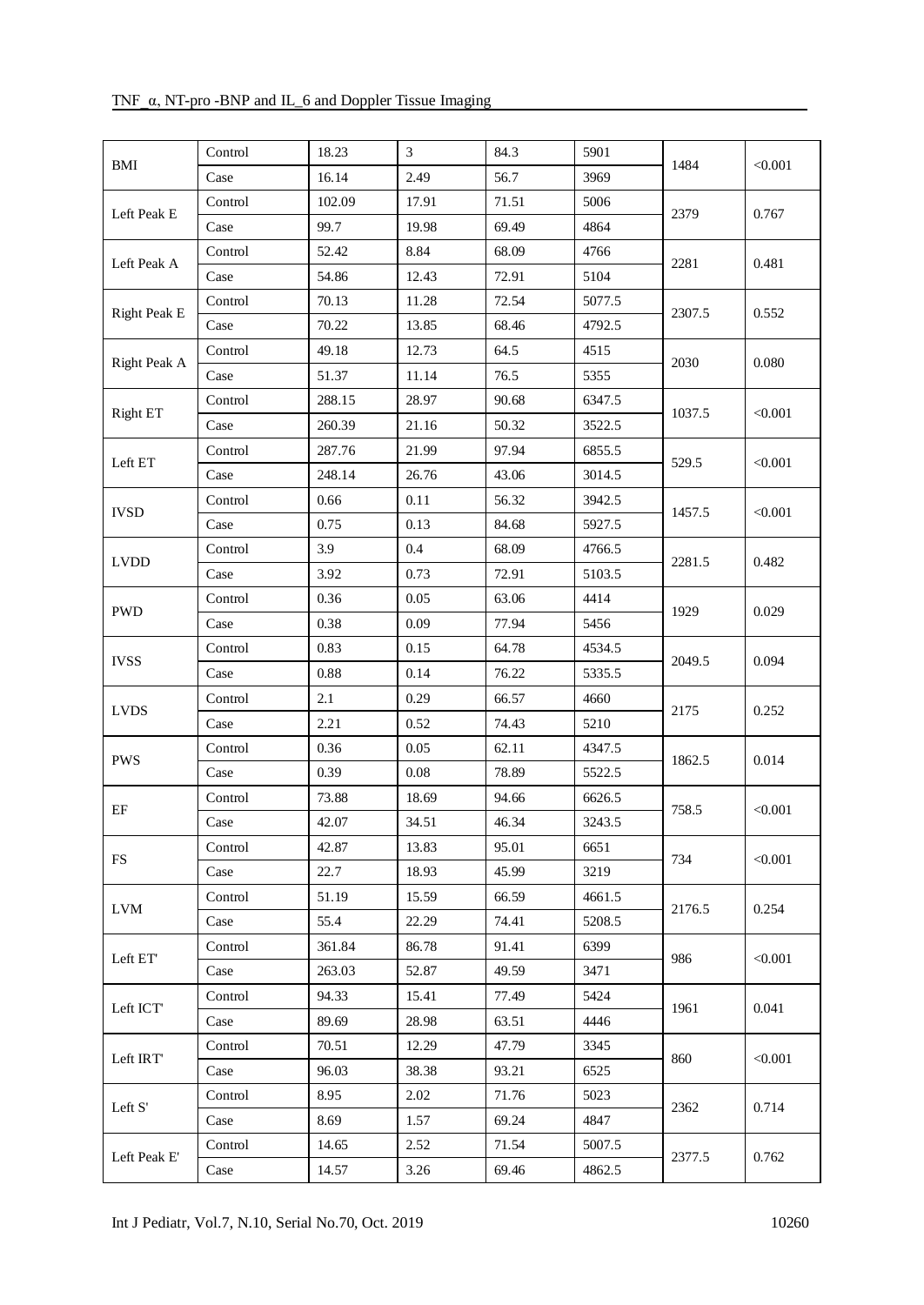| BMI | Control | 18.23 | 3 | 84.3 | 5901 | 1484 | <0.001 |
|---|---|---|---|---|---|---|---|
| | Case | 16.14 | 2.49 | 56.7 | 3969 | | |
| Left Peak E | Control | 102.09 | 17.91 | 71.51 | 5006 | 2379 | 0.767 |
| | Case | 99.7 | 19.98 | 69.49 | 4864 | | |
| Left Peak A | Control | 52.42 | 8.84 | 68.09 | 4766 | 2281 | 0.481 |
| | Case | 54.86 | 12.43 | 72.91 | 5104 | | |
| Right Peak E | Control | 70.13 | 11.28 | 72.54 | 5077.5 | 2307.5 | 0.552 |
| | Case | 70.22 | 13.85 | 68.46 | 4792.5 | | |
| Right Peak A | Control | 49.18 | 12.73 | 64.5 | 4515 | 2030 | 0.080 |
| | Case | 51.37 | 11.14 | 76.5 | 5355 | | |
| Right ET | Control | 288.15 | 28.97 | 90.68 | 6347.5 | 1037.5 | <0.001 |
| | Case | 260.39 | 21.16 | 50.32 | 3522.5 | | |
| Left ET | Control | 287.76 | 21.99 | 97.94 | 6855.5 | 529.5 | <0.001 |
| | Case | 248.14 | 26.76 | 43.06 | 3014.5 | | |
| IVSD | Control | 0.66 | 0.11 | 56.32 | 3942.5 | 1457.5 | <0.001 |
| | Case | 0.75 | 0.13 | 84.68 | 5927.5 | | |
| LVDD | Control | 3.9 | 0.4 | 68.09 | 4766.5 | 2281.5 | 0.482 |
| | Case | 3.92 | 0.73 | 72.91 | 5103.5 | | |
| PWD | Control | 0.36 | 0.05 | 63.06 | 4414 | 1929 | 0.029 |
| | Case | 0.38 | 0.09 | 77.94 | 5456 | | |
| IVSS | Control | 0.83 | 0.15 | 64.78 | 4534.5 | 2049.5 | 0.094 |
| | Case | 0.88 | 0.14 | 76.22 | 5335.5 | | |
| LVDS | Control | 2.1 | 0.29 | 66.57 | 4660 | 2175 | 0.252 |
| | Case | 2.21 | 0.52 | 74.43 | 5210 | | |
| PWS | Control | 0.36 | 0.05 | 62.11 | 4347.5 | 1862.5 | 0.014 |
| | Case | 0.39 | 0.08 | 78.89 | 5522.5 | | |
| EF | Control | 73.88 | 18.69 | 94.66 | 6626.5 | 758.5 | <0.001 |
| | Case | 42.07 | 34.51 | 46.34 | 3243.5 | | |
| FS | Control | 42.87 | 13.83 | 95.01 | 6651 | 734 | <0.001 |
| | Case | 22.7 | 18.93 | 45.99 | 3219 | | |
| LVM | Control | 51.19 | 15.59 | 66.59 | 4661.5 | 2176.5 | 0.254 |
| | Case | 55.4 | 22.29 | 74.41 | 5208.5 | | |
| Left ET' | Control | 361.84 | 86.78 | 91.41 | 6399 | 986 | <0.001 |
| | Case | 263.03 | 52.87 | 49.59 | 3471 | | |
| Left ICT' | Control | 94.33 | 15.41 | 77.49 | 5424 | 1961 | 0.041 |
| | Case | 89.69 | 28.98 | 63.51 | 4446 | | |
| Left IRT' | Control | 70.51 | 12.29 | 47.79 | 3345 | 860 | <0.001 |
| | Case | 96.03 | 38.38 | 93.21 | 6525 | | |
| Left S' | Control | 8.95 | 2.02 | 71.76 | 5023 | 2362 | 0.714 |
| | Case | 8.69 | 1.57 | 69.24 | 4847 | | |
| Left Peak E' | Control | 14.65 | 2.52 | 71.54 | 5007.5 | 2377.5 | 0.762 |
| | Case | 14.57 | 3.26 | 69.46 | 4862.5 | | |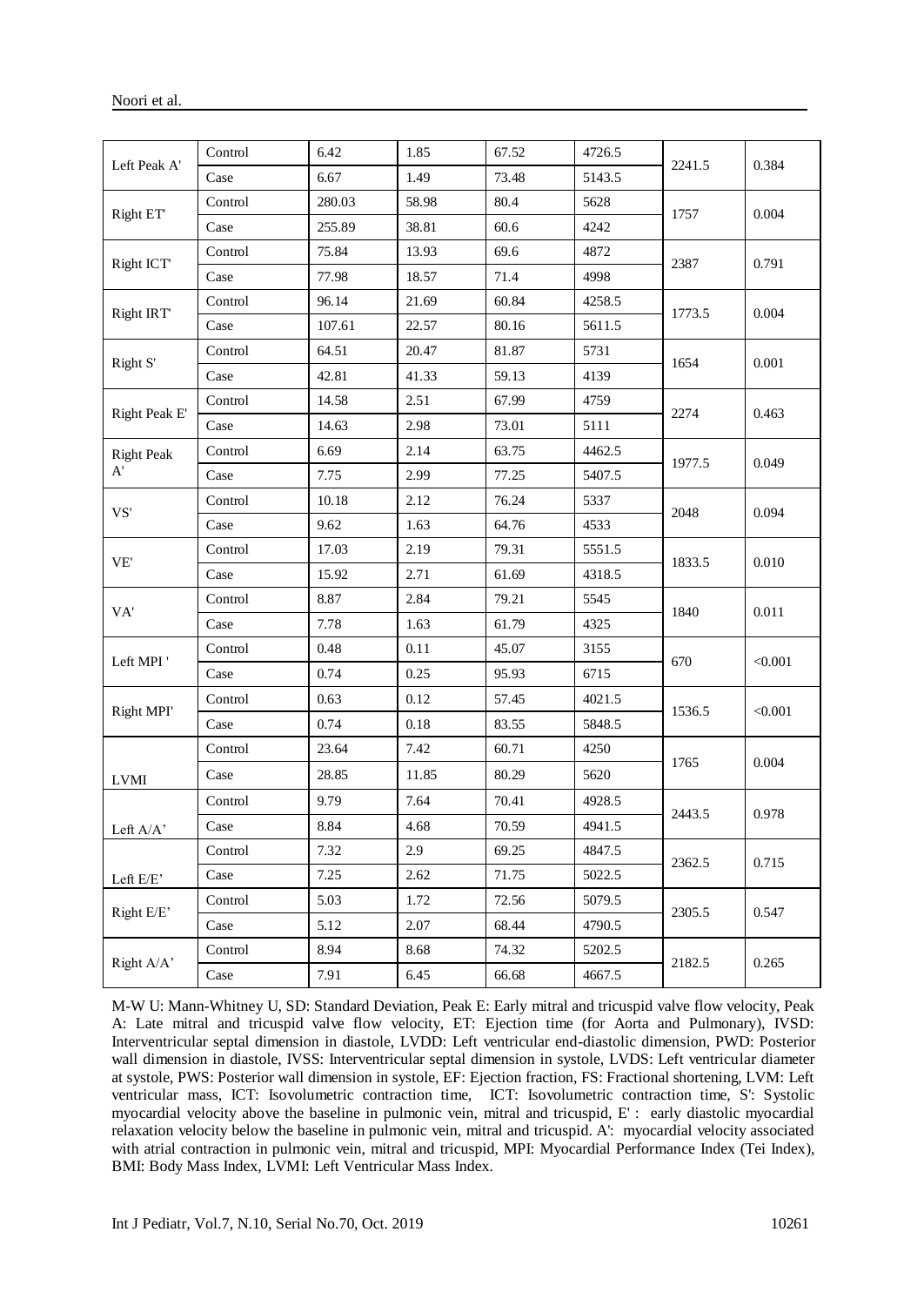| | | | | | | | |
|---|---|---|---|---|---|---|---|
| Left Peak A' | Control | 6.42 | 1.85 | 67.52 | 4726.5 | 2241.5 | 0.384 |
| | Case | 6.67 | 1.49 | 73.48 | 5143.5 | | |
| Right ET' | Control | 280.03 | 58.98 | 80.4 | 5628 | 1757 | 0.004 |
| | Case | 255.89 | 38.81 | 60.6 | 4242 | | |
| Right ICT' | Control | 75.84 | 13.93 | 69.6 | 4872 | 2387 | 0.791 |
| | Case | 77.98 | 18.57 | 71.4 | 4998 | | |
| Right IRT' | Control | 96.14 | 21.69 | 60.84 | 4258.5 | 1773.5 | 0.004 |
| | Case | 107.61 | 22.57 | 80.16 | 5611.5 | | |
| Right S' | Control | 64.51 | 20.47 | 81.87 | 5731 | 1654 | 0.001 |
| | Case | 42.81 | 41.33 | 59.13 | 4139 | | |
| Right Peak E' | Control | 14.58 | 2.51 | 67.99 | 4759 | 2274 | 0.463 |
| | Case | 14.63 | 2.98 | 73.01 | 5111 | | |
| Right Peak A' | Control | 6.69 | 2.14 | 63.75 | 4462.5 | 1977.5 | 0.049 |
| | Case | 7.75 | 2.99 | 77.25 | 5407.5 | | |
| VS' | Control | 10.18 | 2.12 | 76.24 | 5337 | 2048 | 0.094 |
| | Case | 9.62 | 1.63 | 64.76 | 4533 | | |
| VE' | Control | 17.03 | 2.19 | 79.31 | 5551.5 | 1833.5 | 0.010 |
| | Case | 15.92 | 2.71 | 61.69 | 4318.5 | | |
| VA' | Control | 8.87 | 2.84 | 79.21 | 5545 | 1840 | 0.011 |
| | Case | 7.78 | 1.63 | 61.79 | 4325 | | |
| Left MPI ' | Control | 0.48 | 0.11 | 45.07 | 3155 | 670 | <0.001 |
| | Case | 0.74 | 0.25 | 95.93 | 6715 | | |
| Right MPI' | Control | 0.63 | 0.12 | 57.45 | 4021.5 | 1536.5 | <0.001 |
| | Case | 0.74 | 0.18 | 83.55 | 5848.5 | | |
| LVMI | Control | 23.64 | 7.42 | 60.71 | 4250 | 1765 | 0.004 |
| | Case | 28.85 | 11.85 | 80.29 | 5620 | | |
| Left A/A' | Control | 9.79 | 7.64 | 70.41 | 4928.5 | 2443.5 | 0.978 |
| | Case | 8.84 | 4.68 | 70.59 | 4941.5 | | |
| Left E/E' | Control | 7.32 | 2.9 | 69.25 | 4847.5 | 2362.5 | 0.715 |
| | Case | 7.25 | 2.62 | 71.75 | 5022.5 | | |
| Right E/E' | Control | 5.03 | 1.72 | 72.56 | 5079.5 | 2305.5 | 0.547 |
| | Case | 5.12 | 2.07 | 68.44 | 4790.5 | | |
| Right A/A' | Control | 8.94 | 8.68 | 74.32 | 5202.5 | 2182.5 | 0.265 |
| | Case | 7.91 | 6.45 | 66.68 | 4667.5 | | |

M-W U: Mann-Whitney U, SD: Standard Deviation, Peak E: Early mitral and tricuspid valve flow velocity, Peak A: Late mitral and tricuspid valve flow velocity, ET: Ejection time (for Aorta and Pulmonary), IVSD: Interventricular septal dimension in diastole, LVDD: Left ventricular end-diastolic dimension, PWD: Posterior wall dimension in diastole, IVSS: Interventricular septal dimension in systole, LVDS: Left ventricular diameter at systole, PWS: Posterior wall dimension in systole, EF: Ejection fraction, FS: Fractional shortening, LVM: Left ventricular mass, ICT: Isovolumetric contraction time, ICT: Isovolumetric contraction time, S': Systolic myocardial velocity above the baseline in pulmonic vein, mitral and tricuspid, E' : early diastolic myocardial relaxation velocity below the baseline in pulmonic vein, mitral and tricuspid. A': myocardial velocity associated with atrial contraction in pulmonic vein, mitral and tricuspid, MPI: Myocardial Performance Index (Tei Index), BMI: Body Mass Index, LVMI: Left Ventricular Mass Index.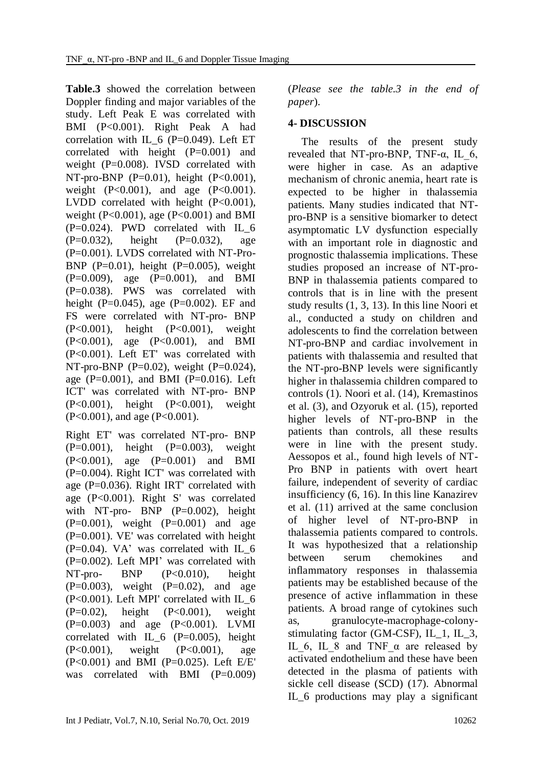**Table.3** showed the correlation between Doppler finding and major variables of the study. Left Peak E was correlated with BMI (P<0.001). Right Peak A had correlation with IL_6 (P=0.049). Left ET correlated with height (P=0.001) and weight (P=0.008). IVSD correlated with NT-pro-BNP (P=0.01), height (P<0.001), weight (P<0.001), and age (P<0.001). LVDD correlated with height (P<0.001), weight (P<0.001), age (P<0.001) and BMI (P=0.024). PWD correlated with IL_6 (P=0.032), height (P=0.032), age (P=0.001). LVDS correlated with NT-Pro-BNP (P=0.01), height (P=0.005), weight (P=0.009), age (P=0.001), and BMI (P=0.038). PWS was correlated with height (P=0.045), age (P=0.002). EF and FS were correlated with NT-pro- BNP (P<0.001), height (P<0.001), weight (P<0.001), age (P<0.001), and BMI (P<0.001). Left ET' was correlated with NT-pro-BNP (P=0.02), weight (P=0.024), age (P=0.001), and BMI (P=0.016). Left ICT' was correlated with NT-pro- BNP (P<0.001), height (P<0.001), weight (P<0.001), and age (P<0.001).

Right ET' was correlated NT-pro- BNP (P=0.001), height (P=0.003), weight (P<0.001), age (P=0.001) and BMI (P=0.004). Right ICT' was correlated with age (P=0.036). Right IRT' correlated with age (P<0.001). Right S' was correlated with NT-pro- BNP (P=0.002), height (P=0.001), weight (P=0.001) and age (P=0.001). VE' was correlated with height (P=0.04). VA' was correlated with IL_6 (P=0.002). Left MPI' was correlated with NT-pro- BNP (P<0.010), height (P=0.003), weight (P=0.02), and age (P<0.001). Left MPI' correlated with IL_6 (P=0.02), height (P<0.001), weight (P=0.003) and age (P<0.001). LVMI correlated with IL_6 (P=0.005), height (P<0.001), weight (P<0.001), age (P<0.001) and BMI (P=0.025). Left E/E' was correlated with BMI (P=0.009) (*Please see the table.3 in the end of paper*).

## 4- DISCUSSION

The results of the present study revealed that NT-pro-BNP, TNF-α, IL_6, were higher in case. As an adaptive mechanism of chronic anemia, heart rate is expected to be higher in thalassemia patients. Many studies indicated that NT-pro-BNP is a sensitive biomarker to detect asymptomatic LV dysfunction especially with an important role in diagnostic and prognostic thalassemia implications. These studies proposed an increase of NT-pro-BNP in thalassemia patients compared to controls that is in line with the present study results (1, 3, 13). In this line Noori et al., conducted a study on children and adolescents to find the correlation between NT-pro-BNP and cardiac involvement in patients with thalassemia and resulted that the NT-pro-BNP levels were significantly higher in thalassemia children compared to controls (1). Noori et al. (14), Kremastinos et al. (3), and Ozyoruk et al. (15), reported higher levels of NT-pro-BNP in the patients than controls, all these results were in line with the present study. Aessopos et al., found high levels of NT-Pro BNP in patients with overt heart failure, independent of severity of cardiac insufficiency (6, 16). In this line Kanazirev et al. (11) arrived at the same conclusion of higher level of NT-pro-BNP in thalassemia patients compared to controls. It was hypothesized that a relationship between serum chemokines and inflammatory responses in thalassemia patients may be established because of the presence of active inflammation in these patients. A broad range of cytokines such as, granulocyte-macrophage-colony-stimulating factor (GM-CSF), IL_1, IL_3, IL_6, IL_8 and TNF_α are released by activated endothelium and these have been detected in the plasma of patients with sickle cell disease (SCD) (17). Abnormal IL_6 productions may play a significant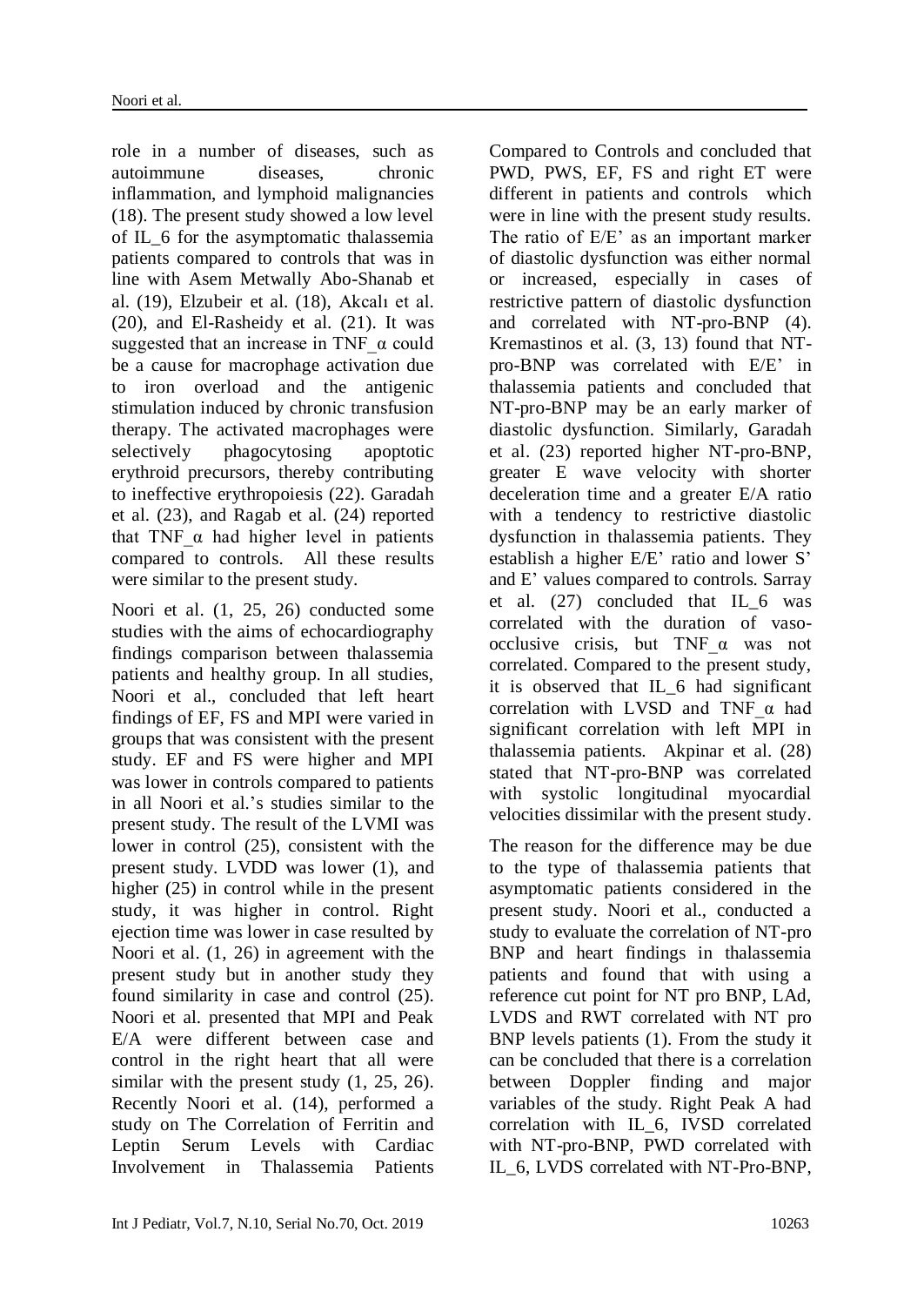role in a number of diseases, such as autoimmune diseases, chronic inflammation, and lymphoid malignancies (18). The present study showed a low level of IL_6 for the asymptomatic thalassemia patients compared to controls that was in line with Asem Metwally Abo-Shanab et al. (19), Elzubeir et al. (18), Akcalı et al. (20), and El-Rasheidy et al. (21). It was suggested that an increase in TNF_α could be a cause for macrophage activation due to iron overload and the antigenic stimulation induced by chronic transfusion therapy. The activated macrophages were selectively phagocytosing apoptotic erythroid precursors, thereby contributing to ineffective erythropoiesis (22). Garadah et al. (23), and Ragab et al. (24) reported that TNF_α had higher level in patients compared to controls. All these results were similar to the present study.

Noori et al. (1, 25, 26) conducted some studies with the aims of echocardiography findings comparison between thalassemia patients and healthy group. In all studies, Noori et al., concluded that left heart findings of EF, FS and MPI were varied in groups that was consistent with the present study. EF and FS were higher and MPI was lower in controls compared to patients in all Noori et al.'s studies similar to the present study. The result of the LVMI was lower in control (25), consistent with the present study. LVDD was lower (1), and higher (25) in control while in the present study, it was higher in control. Right ejection time was lower in case resulted by Noori et al. (1, 26) in agreement with the present study but in another study they found similarity in case and control (25). Noori et al. presented that MPI and Peak E/A were different between case and control in the right heart that all were similar with the present study (1, 25, 26). Recently Noori et al. (14), performed a study on The Correlation of Ferritin and Leptin Serum Levels with Cardiac Involvement in Thalassemia Patients Compared to Controls and concluded that PWD, PWS, EF, FS and right ET were different in patients and controls which were in line with the present study results. The ratio of E/E' as an important marker of diastolic dysfunction was either normal or increased, especially in cases of restrictive pattern of diastolic dysfunction and correlated with NT-pro-BNP (4). Kremastinos et al. (3, 13) found that NT-pro-BNP was correlated with E/E' in thalassemia patients and concluded that NT-pro-BNP may be an early marker of diastolic dysfunction. Similarly, Garadah et al. (23) reported higher NT-pro-BNP, greater E wave velocity with shorter deceleration time and a greater E/A ratio with a tendency to restrictive diastolic dysfunction in thalassemia patients. They establish a higher E/E' ratio and lower S' and E' values compared to controls. Sarray et al. (27) concluded that IL_6 was correlated with the duration of vaso-occlusive crisis, but TNF_α was not correlated. Compared to the present study, it is observed that IL_6 had significant correlation with LVSD and TNF_α had significant correlation with left MPI in thalassemia patients. Akpinar et al. (28) stated that NT-pro-BNP was correlated with systolic longitudinal myocardial velocities dissimilar with the present study.

The reason for the difference may be due to the type of thalassemia patients that asymptomatic patients considered in the present study. Noori et al., conducted a study to evaluate the correlation of NT-pro BNP and heart findings in thalassemia patients and found that with using a reference cut point for NT pro BNP, LAd, LVDS and RWT correlated with NT pro BNP levels patients (1). From the study it can be concluded that there is a correlation between Doppler finding and major variables of the study. Right Peak A had correlation with IL_6, IVSD correlated with NT-pro-BNP, PWD correlated with IL_6, LVDS correlated with NT-Pro-BNP,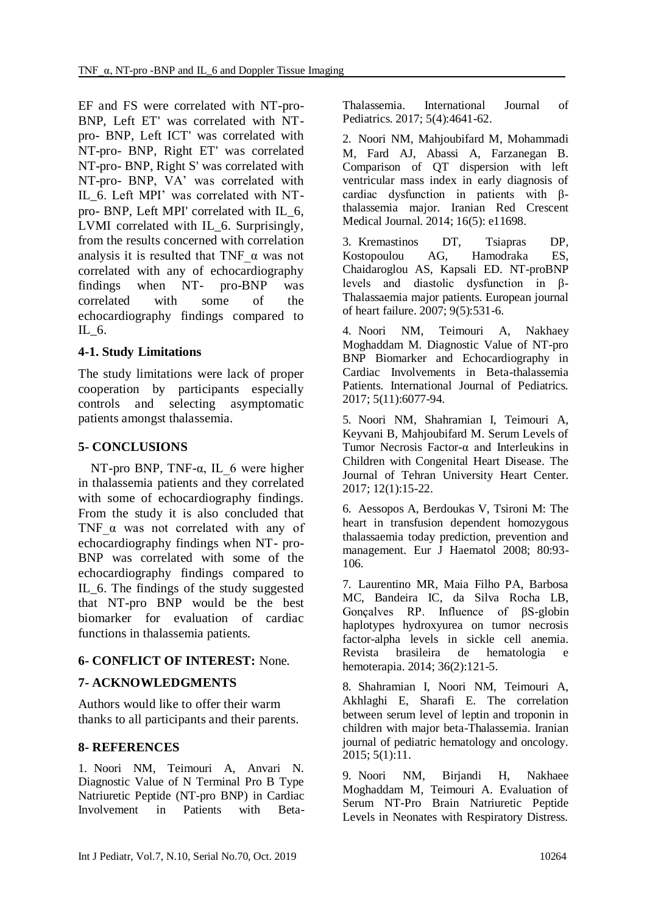EF and FS were correlated with NT-pro-BNP, Left ET' was correlated with NT-pro- BNP, Left ICT' was correlated with NT-pro- BNP, Right ET' was correlated NT-pro- BNP, Right S' was correlated with NT-pro- BNP, VA' was correlated with IL_6. Left MPI' was correlated with NT-pro- BNP, Left MPI' correlated with IL_6, LVMI correlated with IL_6. Surprisingly, from the results concerned with correlation analysis it is resulted that TNF_α was not correlated with any of echocardiography findings when NT- pro-BNP was correlated with some of the echocardiography findings compared to IL_6.

### 4-1. Study Limitations

The study limitations were lack of proper cooperation by participants especially controls and selecting asymptomatic patients amongst thalassemia.

## 5- CONCLUSIONS

NT-pro BNP, TNF-α, IL_6 were higher in thalassemia patients and they correlated with some of echocardiography findings. From the study it is also concluded that TNF_α was not correlated with any of echocardiography findings when NT- pro-BNP was correlated with some of the echocardiography findings compared to IL_6. The findings of the study suggested that NT-pro BNP would be the best biomarker for evaluation of cardiac functions in thalassemia patients.

## 6- CONFLICT OF INTEREST: None.

## 7- ACKNOWLEDGMENTS

Authors would like to offer their warm thanks to all participants and their parents.

## 8- REFERENCES

1. Noori NM, Teimouri A, Anvari N. Diagnostic Value of N Terminal Pro B Type Natriuretic Peptide (NT-pro BNP) in Cardiac Involvement in Patients with Beta-Thalassemia. International Journal of Pediatrics. 2017; 5(4):4641-62.

2. Noori NM, Mahjoubifard M, Mohammadi M, Fard AJ, Abassi A, Farzanegan B. Comparison of QT dispersion with left ventricular mass index in early diagnosis of cardiac dysfunction in patients with β-thalassemia major. Iranian Red Crescent Medical Journal. 2014; 16(5): e11698.

3. Kremastinos DT, Tsiapras DP, Kostopoulou AG, Hamodraka ES, Chaidaroglou AS, Kapsali ED. NT-proBNP levels and diastolic dysfunction in β-Thalassaemia major patients. European journal of heart failure. 2007; 9(5):531-6.

4. Noori NM, Teimouri A, Nakhaey Moghaddam M. Diagnostic Value of NT-pro BNP Biomarker and Echocardiography in Cardiac Involvements in Beta-thalassemia Patients. International Journal of Pediatrics. 2017; 5(11):6077-94.

5. Noori NM, Shahramian I, Teimouri A, Keyvani B, Mahjoubifard M. Serum Levels of Tumor Necrosis Factor-α and Interleukins in Children with Congenital Heart Disease. The Journal of Tehran University Heart Center. 2017; 12(1):15-22.

6. Aessopos A, Berdoukas V, Tsironi M: The heart in transfusion dependent homozygous thalassaemia today prediction, prevention and management. Eur J Haematol 2008; 80:93-106.

7. Laurentino MR, Maia Filho PA, Barbosa MC, Bandeira IC, da Silva Rocha LB, Gonçalves RP. Influence of βS-globin haplotypes hydroxyurea on tumor necrosis factor-alpha levels in sickle cell anemia. Revista brasileira de hematologia e hemoterapia. 2014; 36(2):121-5.

8. Shahramian I, Noori NM, Teimouri A, Akhlaghi E, Sharafi E. The correlation between serum level of leptin and troponin in children with major beta-Thalassemia. Iranian journal of pediatric hematology and oncology. 2015; 5(1):11.

9. Noori NM, Birjandi H, Nakhaee Moghaddam M, Teimouri A. Evaluation of Serum NT-Pro Brain Natriuretic Peptide Levels in Neonates with Respiratory Distress.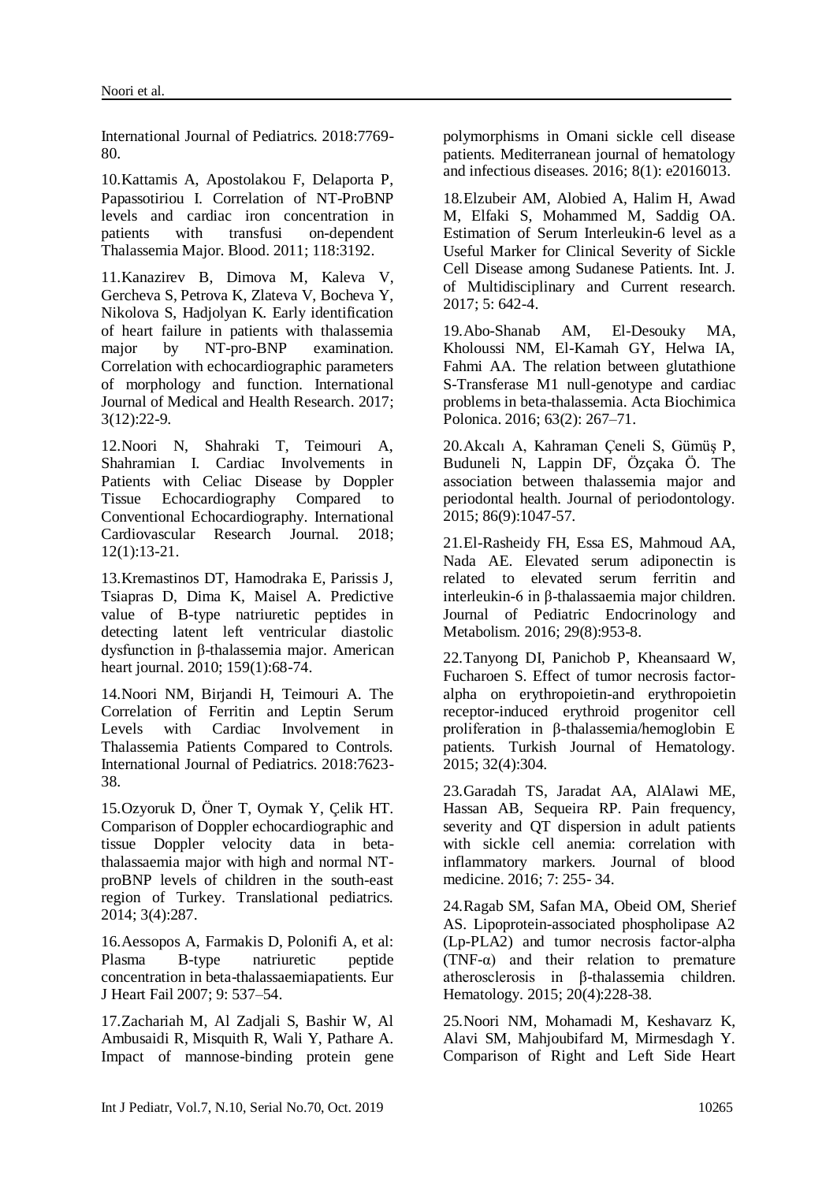International Journal of Pediatrics. 2018:7769-80.

10.Kattamis A, Apostolakou F, Delaporta P, Papassotiriou I. Correlation of NT-ProBNP levels and cardiac iron concentration in patients with transfusi on-dependent Thalassemia Major. Blood. 2011; 118:3192.

11.Kanazirev B, Dimova M, Kaleva V, Gercheva S, Petrova K, Zlateva V, Bocheva Y, Nikolova S, Hadjolyan K. Early identification of heart failure in patients with thalassemia major by NT-pro-BNP examination. Correlation with echocardiographic parameters of morphology and function. International Journal of Medical and Health Research. 2017; 3(12):22-9.

12.Noori N, Shahraki T, Teimouri A, Shahramian I. Cardiac Involvements in Patients with Celiac Disease by Doppler Tissue Echocardiography Compared to Conventional Echocardiography. International Cardiovascular Research Journal. 2018; 12(1):13-21.

13.Kremastinos DT, Hamodraka E, Parissis J, Tsiapras D, Dima K, Maisel A. Predictive value of B-type natriuretic peptides in detecting latent left ventricular diastolic dysfunction in β-thalassemia major. American heart journal. 2010; 159(1):68-74.

14.Noori NM, Birjandi H, Teimouri A. The Correlation of Ferritin and Leptin Serum Levels with Cardiac Involvement in Thalassemia Patients Compared to Controls. International Journal of Pediatrics. 2018:7623-38.

15.Ozyoruk D, Öner T, Oymak Y, Çelik HT. Comparison of Doppler echocardiographic and tissue Doppler velocity data in beta-thalassaemia major with high and normal NT-proBNP levels of children in the south-east region of Turkey. Translational pediatrics. 2014; 3(4):287.

16.Aessopos A, Farmakis D, Polonifi A, et al: Plasma B-type natriuretic peptide concentration in beta-thalassaemiapatients. Eur J Heart Fail 2007; 9: 537–54.

17.Zachariah M, Al Zadjali S, Bashir W, Al Ambusaidi R, Misquith R, Wali Y, Pathare A. Impact of mannose-binding protein gene polymorphisms in Omani sickle cell disease patients. Mediterranean journal of hematology and infectious diseases. 2016; 8(1): e2016013.

18.Elzubeir AM, Alobied A, Halim H, Awad M, Elfaki S, Mohammed M, Saddig OA. Estimation of Serum Interleukin-6 level as a Useful Marker for Clinical Severity of Sickle Cell Disease among Sudanese Patients. Int. J. of Multidisciplinary and Current research. 2017; 5: 642-4.

19.Abo-Shanab AM, El-Desouky MA, Kholoussi NM, El-Kamah GY, Helwa IA, Fahmi AA. The relation between glutathione S-Transferase M1 null-genotype and cardiac problems in beta-thalassemia. Acta Biochimica Polonica. 2016; 63(2): 267–71.

20.Akcalı A, Kahraman Çeneli S, Gümüş P, Buduneli N, Lappin DF, Özçaka Ö. The association between thalassemia major and periodontal health. Journal of periodontology. 2015; 86(9):1047-57.

21.El-Rasheidy FH, Essa ES, Mahmoud AA, Nada AE. Elevated serum adiponectin is related to elevated serum ferritin and interleukin-6 in β-thalassaemia major children. Journal of Pediatric Endocrinology and Metabolism. 2016; 29(8):953-8.

22.Tanyong DI, Panichob P, Kheansaard W, Fucharoen S. Effect of tumor necrosis factor-alpha on erythropoietin-and erythropoietin receptor-induced erythroid progenitor cell proliferation in β-thalassemia/hemoglobin E patients. Turkish Journal of Hematology. 2015; 32(4):304.

23.Garadah TS, Jaradat AA, AlAlawi ME, Hassan AB, Sequeira RP. Pain frequency, severity and QT dispersion in adult patients with sickle cell anemia: correlation with inflammatory markers. Journal of blood medicine. 2016; 7: 255- 34.

24.Ragab SM, Safan MA, Obeid OM, Sherief AS. Lipoprotein-associated phospholipase A2 (Lp-PLA2) and tumor necrosis factor-alpha (TNF-α) and their relation to premature atherosclerosis in β-thalassemia children. Hematology. 2015; 20(4):228-38.

25.Noori NM, Mohamadi M, Keshavarz K, Alavi SM, Mahjoubifard M, Mirmesdagh Y. Comparison of Right and Left Side Heart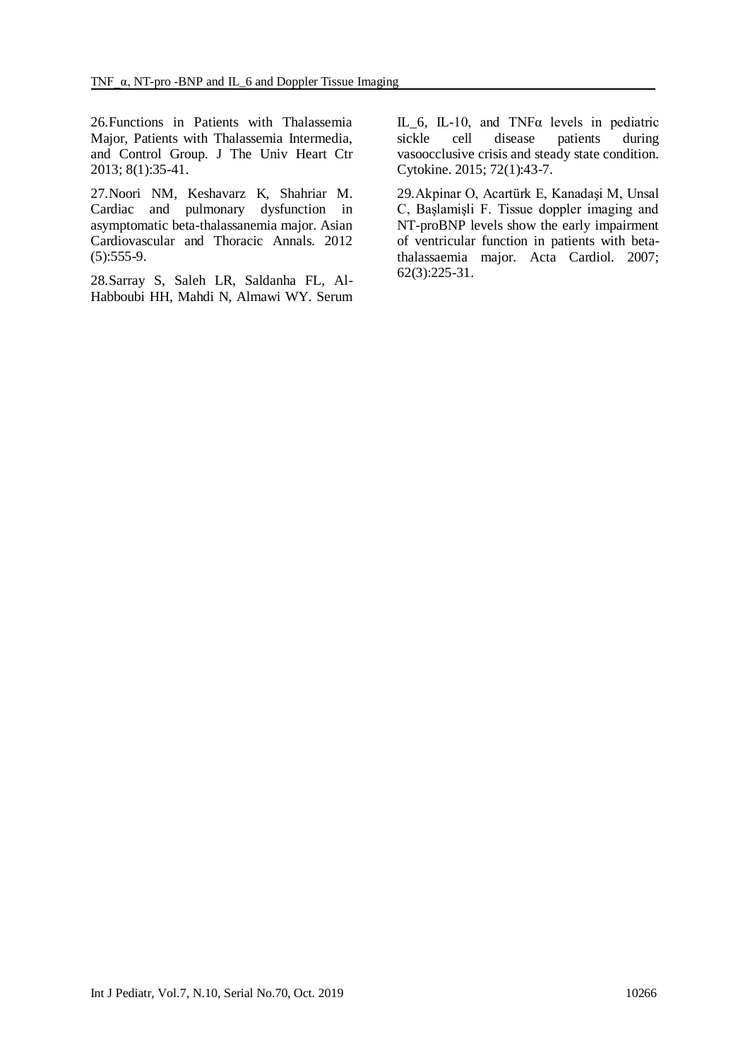26.Functions in Patients with Thalassemia Major, Patients with Thalassemia Intermedia, and Control Group. J The Univ Heart Ctr 2013; 8(1):35-41.

27.Noori NM, Keshavarz K, Shahriar M. Cardiac and pulmonary dysfunction in asymptomatic beta-thalassanemia major. Asian Cardiovascular and Thoracic Annals. 2012 (5):555-9.

28.Sarray S, Saleh LR, Saldanha FL, Al-Habboubi HH, Mahdi N, Almawi WY. Serum IL_6, IL-10, and TNFα levels in pediatric sickle cell disease patients during vasoocclusive crisis and steady state condition. Cytokine. 2015; 72(1):43-7.

29.Akpinar O, Acartürk E, Kanadaşi M, Unsal C, Başlamişli F. Tissue doppler imaging and NT-proBNP levels show the early impairment of ventricular function in patients with beta-thalassaemia major. Acta Cardiol. 2007; 62(3):225-31.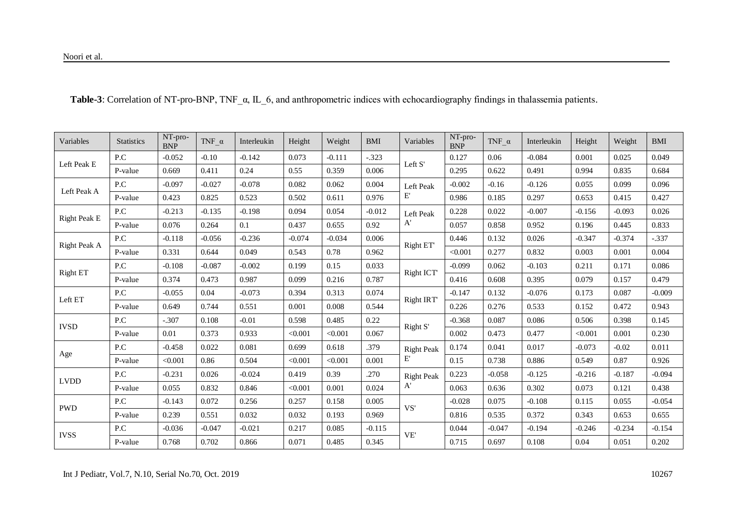**Table-3**: Correlation of NT-pro-BNP, TNF_α, IL_6, and anthropometric indices with echocardiography findings in thalassemia patients.

| Variables | Statistics | NT-pro-BNP | TNF_α | Interleukin | Height | Weight | BMI | Variables | NT-pro-BNP | TNF_α | Interleukin | Height | Weight | BMI |
|---|---|---|---|---|---|---|---|---|---|---|---|---|---|---|
| Left Peak E | P.C | -0.052 | -0.10 | -0.142 | 0.073 | -0.111 | -.323 | Left S' | 0.127 | 0.06 | -0.084 | 0.001 | 0.025 | 0.049 |
| | P-value | 0.669 | 0.411 | 0.24 | 0.55 | 0.359 | 0.006 | | 0.295 | 0.622 | 0.491 | 0.994 | 0.835 | 0.684 |
| Left Peak A | P.C | -0.097 | -0.027 | -0.078 | 0.082 | 0.062 | 0.004 | Left Peak E' | -0.002 | -0.16 | -0.126 | 0.055 | 0.099 | 0.096 |
| | P-value | 0.423 | 0.825 | 0.523 | 0.502 | 0.611 | 0.976 | | 0.986 | 0.185 | 0.297 | 0.653 | 0.415 | 0.427 |
| Right Peak E | P.C | -0.213 | -0.135 | -0.198 | 0.094 | 0.054 | -0.012 | Left Peak A' | 0.228 | 0.022 | -0.007 | -0.156 | -0.093 | 0.026 |
| | P-value | 0.076 | 0.264 | 0.1 | 0.437 | 0.655 | 0.92 | | 0.057 | 0.858 | 0.952 | 0.196 | 0.445 | 0.833 |
| Right Peak A | P.C | -0.118 | -0.056 | -0.236 | -0.074 | -0.034 | 0.006 | Right ET' | 0.446 | 0.132 | 0.026 | -0.347 | -0.374 | -.337 |
| | P-value | 0.331 | 0.644 | 0.049 | 0.543 | 0.78 | 0.962 | | <0.001 | 0.277 | 0.832 | 0.003 | 0.001 | 0.004 |
| Right ET | P.C | -0.108 | -0.087 | -0.002 | 0.199 | 0.15 | 0.033 | Right ICT' | -0.099 | 0.062 | -0.103 | 0.211 | 0.171 | 0.086 |
| | P-value | 0.374 | 0.473 | 0.987 | 0.099 | 0.216 | 0.787 | | 0.416 | 0.608 | 0.395 | 0.079 | 0.157 | 0.479 |
| Left ET | P.C | -0.055 | 0.04 | -0.073 | 0.394 | 0.313 | 0.074 | Right IRT' | -0.147 | 0.132 | -0.076 | 0.173 | 0.087 | -0.009 |
| | P-value | 0.649 | 0.744 | 0.551 | 0.001 | 0.008 | 0.544 | | 0.226 | 0.276 | 0.533 | 0.152 | 0.472 | 0.943 |
| IVSD | P.C | -.307 | 0.108 | -0.01 | 0.598 | 0.485 | 0.22 | Right S' | -0.368 | 0.087 | 0.086 | 0.506 | 0.398 | 0.145 |
| | P-value | 0.01 | 0.373 | 0.933 | <0.001 | <0.001 | 0.067 | | 0.002 | 0.473 | 0.477 | <0.001 | 0.001 | 0.230 |
| Age | P.C | -0.458 | 0.022 | 0.081 | 0.699 | 0.618 | .379 | Right Peak E' | 0.174 | 0.041 | 0.017 | -0.073 | -0.02 | 0.011 |
| | P-value | <0.001 | 0.86 | 0.504 | <0.001 | <0.001 | 0.001 | | 0.15 | 0.738 | 0.886 | 0.549 | 0.87 | 0.926 |
| LVDD | P.C | -0.231 | 0.026 | -0.024 | 0.419 | 0.39 | .270 | Right Peak A' | 0.223 | -0.058 | -0.125 | -0.216 | -0.187 | -0.094 |
| | P-value | 0.055 | 0.832 | 0.846 | <0.001 | 0.001 | 0.024 | | 0.063 | 0.636 | 0.302 | 0.073 | 0.121 | 0.438 |
| PWD | P.C | -0.143 | 0.072 | 0.256 | 0.257 | 0.158 | 0.005 | VS' | -0.028 | 0.075 | -0.108 | 0.115 | 0.055 | -0.054 |
| | P-value | 0.239 | 0.551 | 0.032 | 0.032 | 0.193 | 0.969 | | 0.816 | 0.535 | 0.372 | 0.343 | 0.653 | 0.655 |
| IVSS | P.C | -0.036 | -0.047 | -0.021 | 0.217 | 0.085 | -0.115 | VE' | 0.044 | -0.047 | -0.194 | -0.246 | -0.234 | -0.154 |
| | P-value | 0.768 | 0.702 | 0.866 | 0.071 | 0.485 | 0.345 | | 0.715 | 0.697 | 0.108 | 0.04 | 0.051 | 0.202 |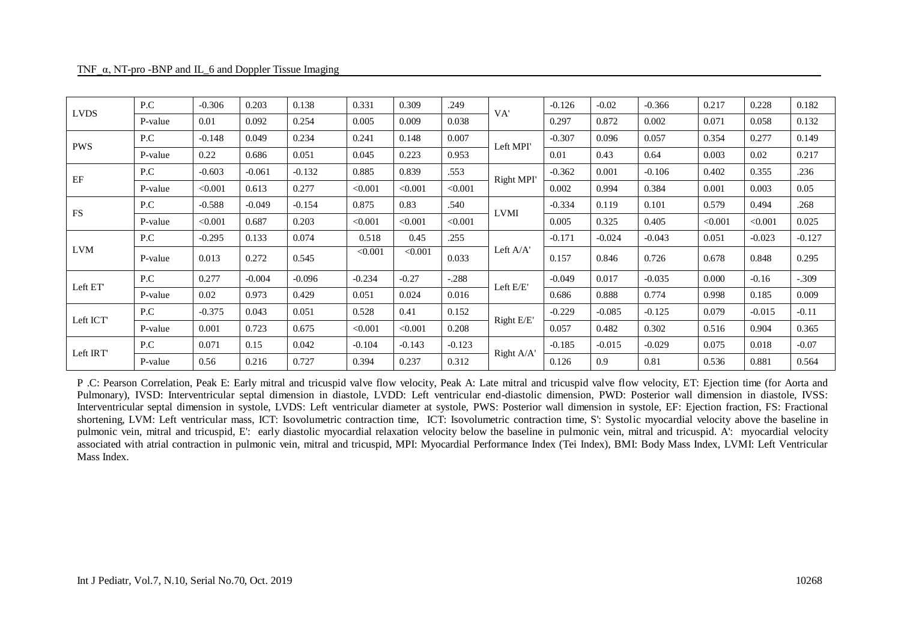| | | | | | | | | | | | | | | | |
|---|---|---|---|---|---|---|---|---|---|---|---|---|---|---|---|
| LVDS | P.C | -0.306 | 0.203 | 0.138 | 0.331 | 0.309 | .249 | VA' | -0.126 | -0.02 | -0.366 | 0.217 | 0.228 | 0.182 |
| | P-value | 0.01 | 0.092 | 0.254 | 0.005 | 0.009 | 0.038 | | 0.297 | 0.872 | 0.002 | 0.071 | 0.058 | 0.132 |
| PWS | P.C | -0.148 | 0.049 | 0.234 | 0.241 | 0.148 | 0.007 | Left MPI' | -0.307 | 0.096 | 0.057 | 0.354 | 0.277 | 0.149 |
| | P-value | 0.22 | 0.686 | 0.051 | 0.045 | 0.223 | 0.953 | | 0.01 | 0.43 | 0.64 | 0.003 | 0.02 | 0.217 |
| EF | P.C | -0.603 | -0.061 | -0.132 | 0.885 | 0.839 | .553 | Right MPI' | -0.362 | 0.001 | -0.106 | 0.402 | 0.355 | .236 |
| | P-value | <0.001 | 0.613 | 0.277 | <0.001 | <0.001 | <0.001 | | 0.002 | 0.994 | 0.384 | 0.001 | 0.003 | 0.05 |
| FS | P.C | -0.588 | -0.049 | -0.154 | 0.875 | 0.83 | .540 | LVMI | -0.334 | 0.119 | 0.101 | 0.579 | 0.494 | .268 |
| | P-value | <0.001 | 0.687 | 0.203 | <0.001 | <0.001 | <0.001 | | 0.005 | 0.325 | 0.405 | <0.001 | <0.001 | 0.025 |
| LVM | P.C | -0.295 | 0.133 | 0.074 | 0.518 | 0.45 | .255 | Left A/A' | -0.171 | -0.024 | -0.043 | 0.051 | -0.023 | -0.127 |
| | P-value | 0.013 | 0.272 | 0.545 | <0.001 | <0.001 | 0.033 | | 0.157 | 0.846 | 0.726 | 0.678 | 0.848 | 0.295 |
| Left ET' | P.C | 0.277 | -0.004 | -0.096 | -0.234 | -0.27 | -.288 | Left E/E' | -0.049 | 0.017 | -0.035 | 0.000 | -0.16 | -.309 |
| | P-value | 0.02 | 0.973 | 0.429 | 0.051 | 0.024 | 0.016 | | 0.686 | 0.888 | 0.774 | 0.998 | 0.185 | 0.009 |
| Left ICT' | P.C | -0.375 | 0.043 | 0.051 | 0.528 | 0.41 | 0.152 | Right E/E' | -0.229 | -0.085 | -0.125 | 0.079 | -0.015 | -0.11 |
| | P-value | 0.001 | 0.723 | 0.675 | <0.001 | <0.001 | 0.208 | | 0.057 | 0.482 | 0.302 | 0.516 | 0.904 | 0.365 |
| Left IRT' | P.C | 0.071 | 0.15 | 0.042 | -0.104 | -0.143 | -0.123 | Right A/A' | -0.185 | -0.015 | -0.029 | 0.075 | 0.018 | -0.07 |
| | P-value | 0.56 | 0.216 | 0.727 | 0.394 | 0.237 | 0.312 | | 0.126 | 0.9 | 0.81 | 0.536 | 0.881 | 0.564 |

P .C: Pearson Correlation, Peak E: Early mitral and tricuspid valve flow velocity, Peak A: Late mitral and tricuspid valve flow velocity, ET: Ejection time (for Aorta and Pulmonary), IVSD: Interventricular septal dimension in diastole, LVDD: Left ventricular end-diastolic dimension, PWD: Posterior wall dimension in diastole, IVSS: Interventricular septal dimension in systole, LVDS: Left ventricular diameter at systole, PWS: Posterior wall dimension in systole, EF: Ejection fraction, FS: Fractional shortening, LVM: Left ventricular mass, ICT: Isovolumetric contraction time, ICT: Isovolumetric contraction time, S': Systolic myocardial velocity above the baseline in pulmonic vein, mitral and tricuspid, E': early diastolic myocardial relaxation velocity below the baseline in pulmonic vein, mitral and tricuspid. A': myocardial velocity associated with atrial contraction in pulmonic vein, mitral and tricuspid, MPI: Myocardial Performance Index (Tei Index), BMI: Body Mass Index, LVMI: Left Ventricular Mass Index.